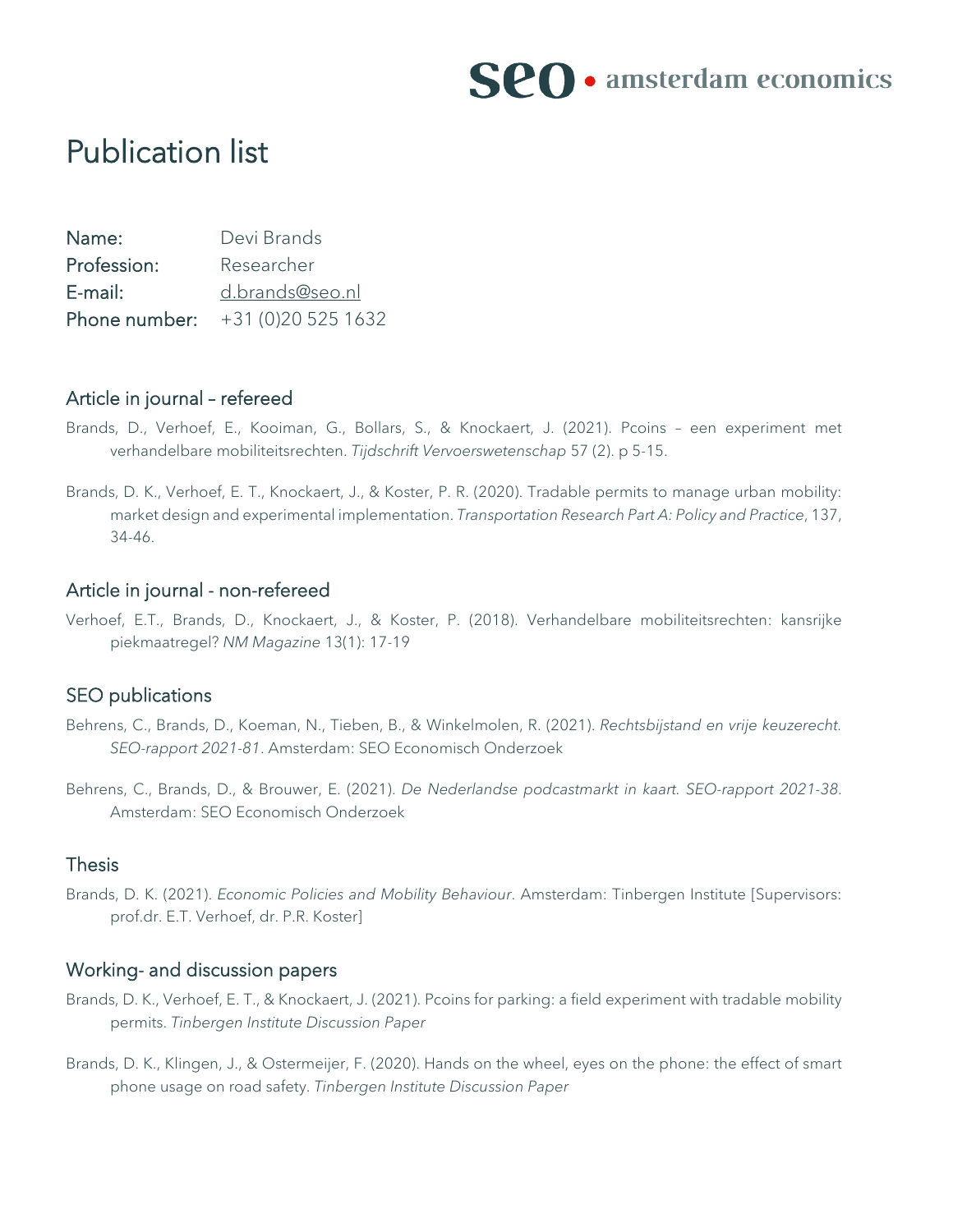# Publication list

| | |
|---|---|
| Name: | Devi Brands |
| Profession: | Researcher |
| E-mail: | d.brands@seo.nl |
| Phone number: | +31 (0)20 525 1632 |

## Article in journal – refereed

Brands, D., Verhoef, E., Kooiman, G., Bollars, S., & Knockaert, J. (2021). Pcoins – een experiment met verhandelbare mobiliteitsrechten. *Tijdschrift Vervoerswetenschap* 57 (2). p 5-15.

Brands, D. K., Verhoef, E. T., Knockaert, J., & Koster, P. R. (2020). Tradable permits to manage urban mobility: market design and experimental implementation. *Transportation Research Part A: Policy and Practice*, 137, 34-46.

## Article in journal - non-refereed

Verhoef, E.T., Brands, D., Knockaert, J., & Koster, P. (2018). Verhandelbare mobiliteitsrechten: kansrijke piekmaatregel? *NM Magazine* 13(1): 17-19

## SEO publications

Behrens, C., Brands, D., Koeman, N., Tieben, B., & Winkelmolen, R. (2021). *Rechtsbijstand en vrije keuzerecht. SEO-rapport 2021-81*. Amsterdam: SEO Economisch Onderzoek

Behrens, C., Brands, D., & Brouwer, E. (2021). *De Nederlandse podcastmarkt in kaart. SEO-rapport 2021-38*. Amsterdam: SEO Economisch Onderzoek

## Thesis

Brands, D. K. (2021). *Economic Policies and Mobility Behaviour*. Amsterdam: Tinbergen Institute [Supervisors: prof.dr. E.T. Verhoef, dr. P.R. Koster]

## Working- and discussion papers

Brands, D. K., Verhoef, E. T., & Knockaert, J. (2021). Pcoins for parking: a field experiment with tradable mobility permits. *Tinbergen Institute Discussion Paper*

Brands, D. K., Klingen, J., & Ostermeijer, F. (2020). Hands on the wheel, eyes on the phone: the effect of smart phone usage on road safety. *Tinbergen Institute Discussion Paper*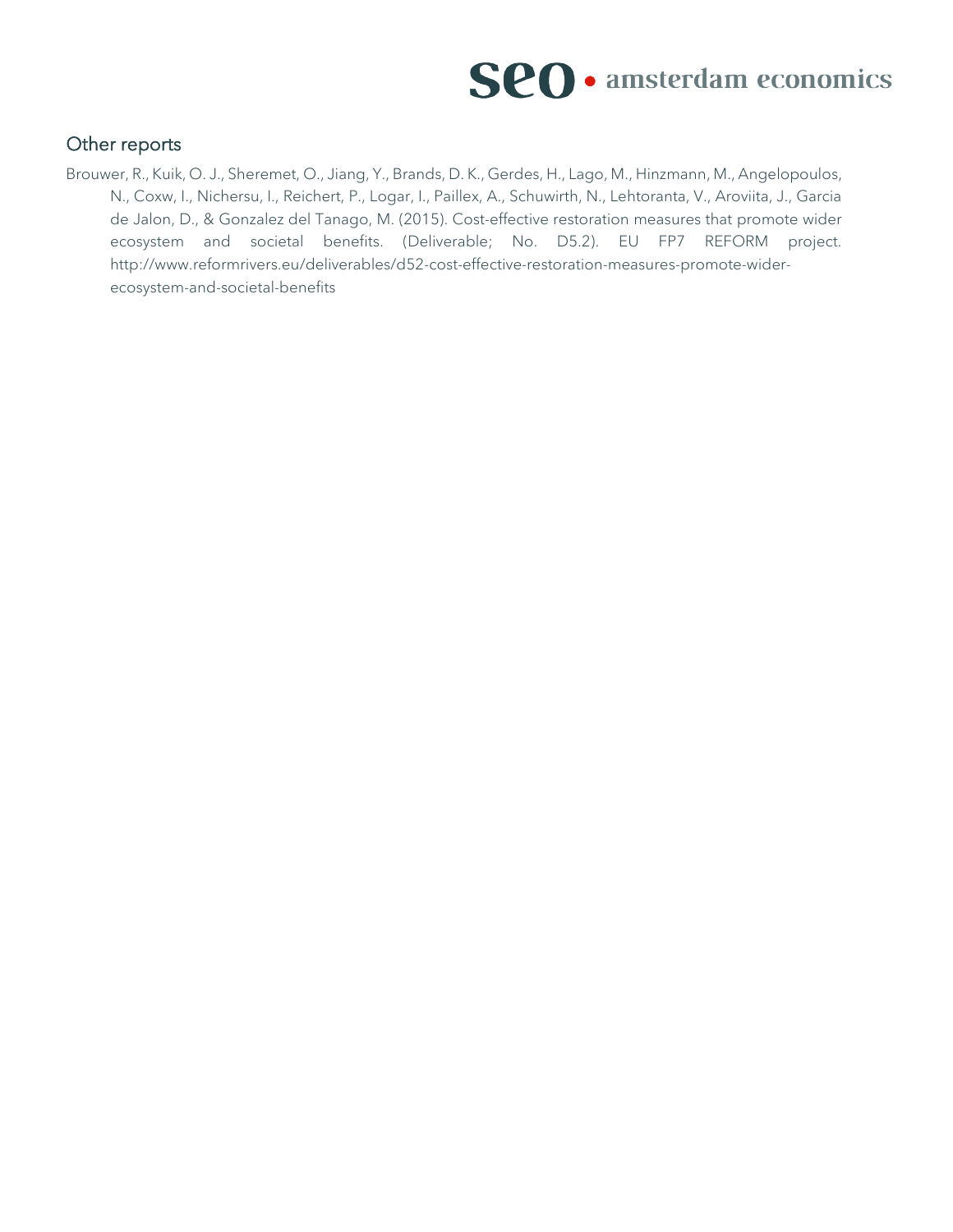## Other reports

Brouwer, R., Kuik, O. J., Sheremet, O., Jiang, Y., Brands, D. K., Gerdes, H., Lago, M., Hinzmann, M., Angelopoulos, N., Coxw, I., Nichersu, I., Reichert, P., Logar, I., Paillex, A., Schuwirth, N., Lehtoranta, V., Aroviita, J., Garcia de Jalon, D., & Gonzalez del Tanago, M. (2015). Cost-effective restoration measures that promote wider ecosystem and societal benefits. (Deliverable; No. D5.2). EU FP7 REFORM project. http://www.reformrivers.eu/deliverables/d52-cost-effective-restoration-measures-promote-wider-ecosystem-and-societal-benefits